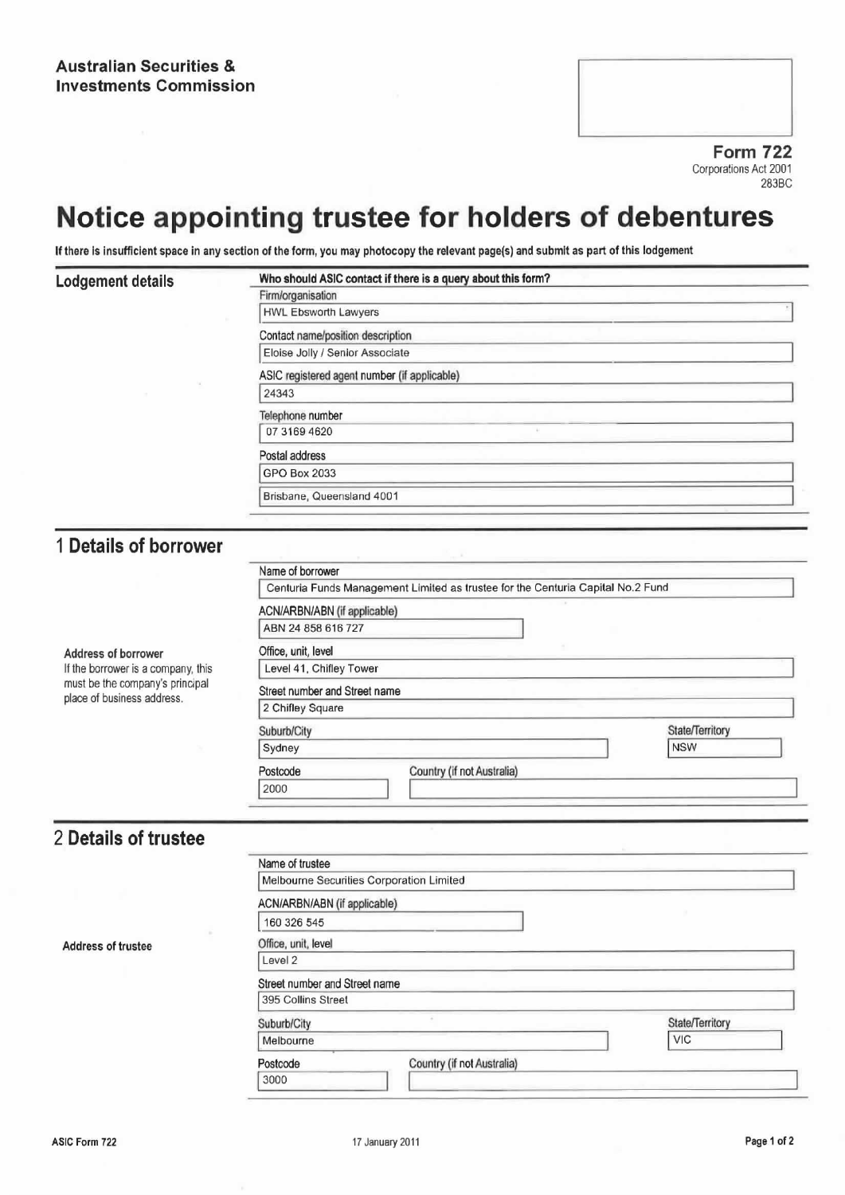**Australian Securities & Investments Commission**

**Form 722**
Corporations Act 2001
283BC

# Notice appointing trustee for holders of debentures

**If there is insufficient space in any section of the form, you may photocopy the relevant page(s) and submit as part of this lodgement**

## Lodgement details

**Who should ASIC contact if there is a query about this form?**

Firm/organisation
HWL Ebsworth Lawyers

Contact name/position description
Eloise Jolly / Senior Associate

ASIC registered agent number (if applicable)
24343

Telephone number
07 3169 4620

Postal address
GPO Box 2033
Brisbane, Queensland 4001

## 1 Details of borrower

Name of borrower
Centuria Funds Management Limited as trustee for the Centuria Capital No.2 Fund

ACN/ARBN/ABN (if applicable)
ABN 24 858 616 727

**Address of borrower**
If the borrower is a company, this must be the company's principal place of business address.

Office, unit, level
Level 41, Chifley Tower

Street number and Street name
2 Chifley Square

Suburb/City
Sydney

State/Territory
NSW

Postcode
2000

Country (if not Australia)

## 2 Details of trustee

Name of trustee
Melbourne Securities Corporation Limited

ACN/ARBN/ABN (if applicable)
160 326 545

**Address of trustee**

Office, unit, level
Level 2

Street number and Street name
395 Collins Street

Suburb/City
Melbourne

State/Territory
VIC

Postcode
3000

Country (if not Australia)

ASIC Form 722 17 January 2011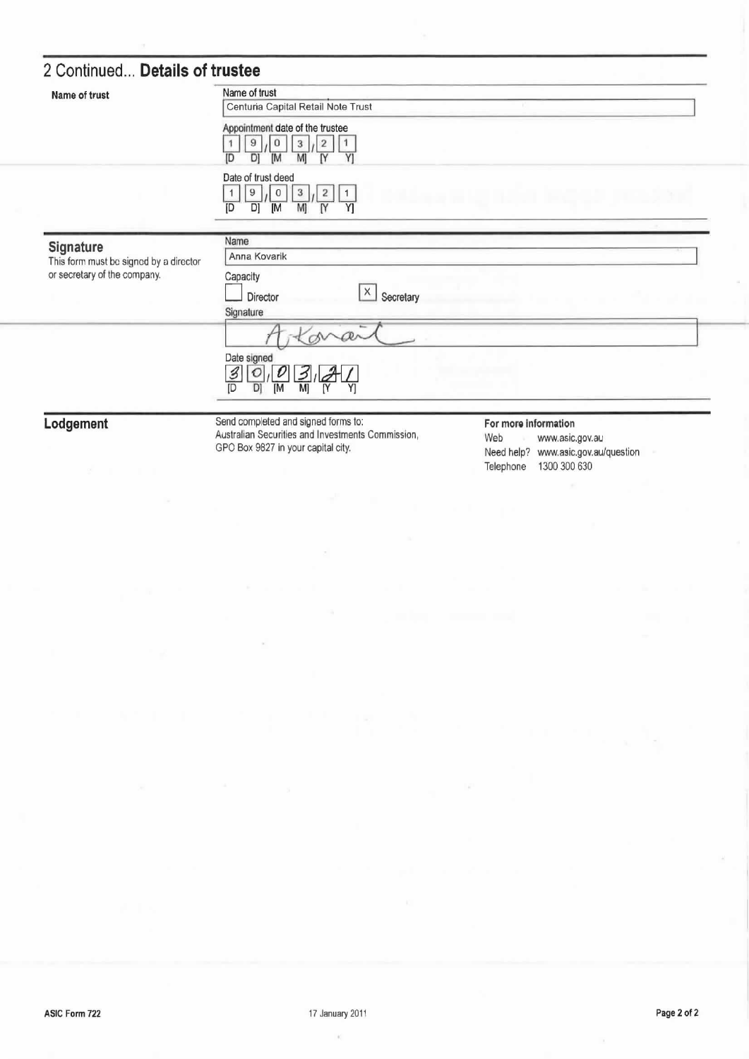## 2 Continued... **Details of trustee**

**Name of trust**

Name of trust

Centuria Capital Retail Note Trust

Appointment date of the trustee

1 9 / 0 3 / 2 1
[D D] [M M] [Y Y]

Date of trust deed

1 9 / 0 3 / 2 1
[D D] [M M] [Y Y]

## Signature

This form must be signed by a director or secretary of the company.

Name

Anna Kovarik

Capacity

[ ] Director

[X] Secretary

Signature

A Kovarik

Date signed

3 0 / 0 3 / 2 1
[D D] [M M] [Y Y]

## Lodgement

Send completed and signed forms to:
Australian Securities and Investments Commission,
GPO Box 9827 in your capital city.

**For more information**

Web www.asic.gov.au
Need help? www.asic.gov.au/question
Telephone 1300 300 630

ASIC Form 722 17 January 2011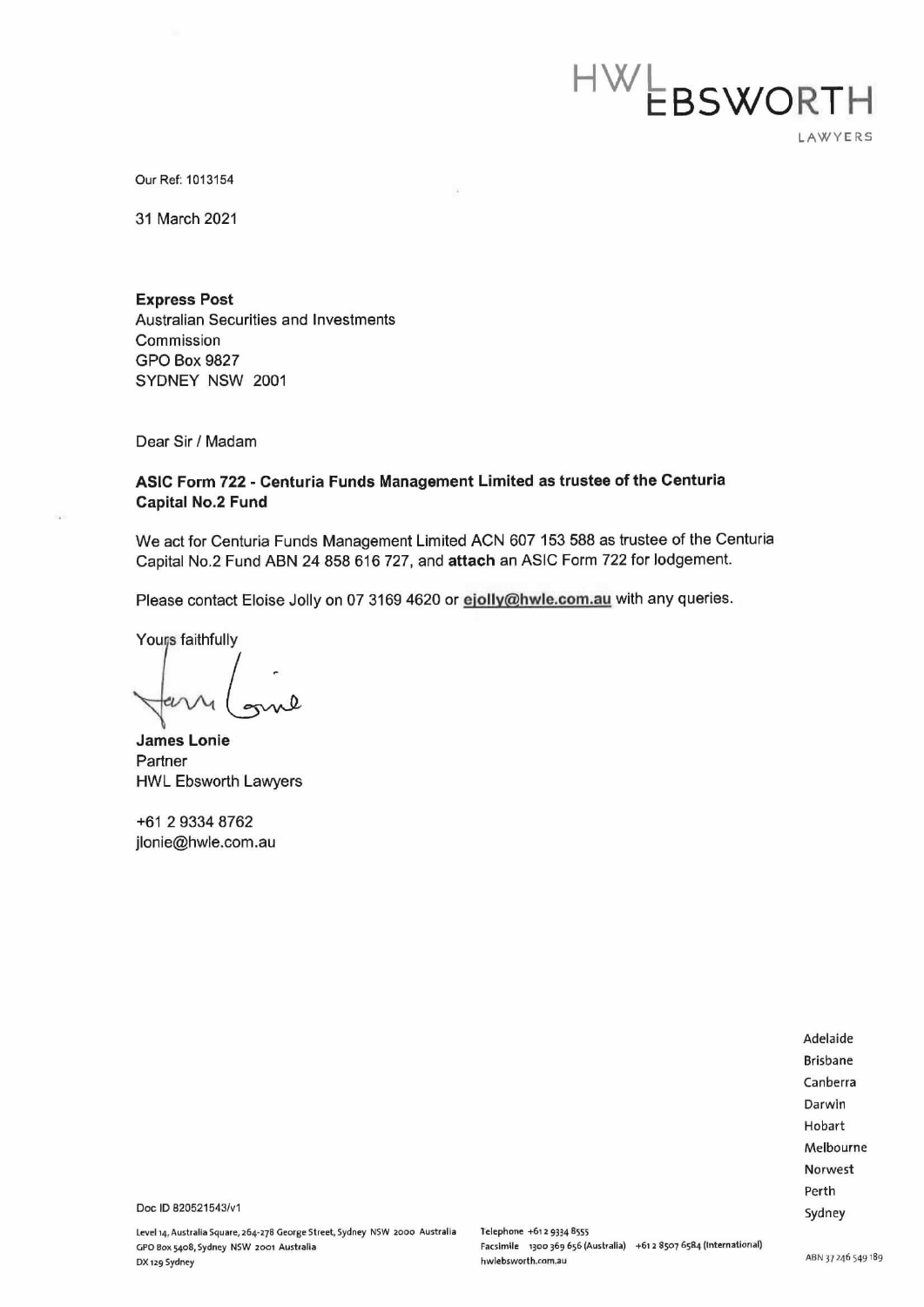HWL EBSWORTH

LAWYERS

Our Ref: 1013154

31 March 2021

**Express Post**
Australian Securities and Investments Commission
GPO Box 9827
SYDNEY NSW 2001

Dear Sir / Madam

**ASIC Form 722 - Centuria Funds Management Limited as trustee of the Centuria Capital No.2 Fund**

We act for Centuria Funds Management Limited ACN 607 153 588 as trustee of the Centuria Capital No.2 Fund ABN 24 858 616 727, and **attach** an ASIC Form 722 for lodgement.

Please contact Eloise Jolly on 07 3169 4620 or **ejolly@hwle.com.au** with any queries.

Yours faithfully

**James Lonie**
Partner
HWL Ebsworth Lawyers

+61 2 9334 8762
jlonie@hwle.com.au

Adelaide
Brisbane
Canberra
Darwin
Hobart
Melbourne
Norwest
Perth
Sydney

Doc ID 820521543/v1

Level 14, Australia Square, 264-278 George Street, Sydney NSW 2000 Australia
GPO Box 5408, Sydney NSW 2001 Australia
DX 129 Sydney

Telephone +61 2 9334 8555
Facsimile 1300 369 656 (Australia) +61 2 8507 6584 (International)
hwlebsworth.com.au

ABN 37 246 549 189